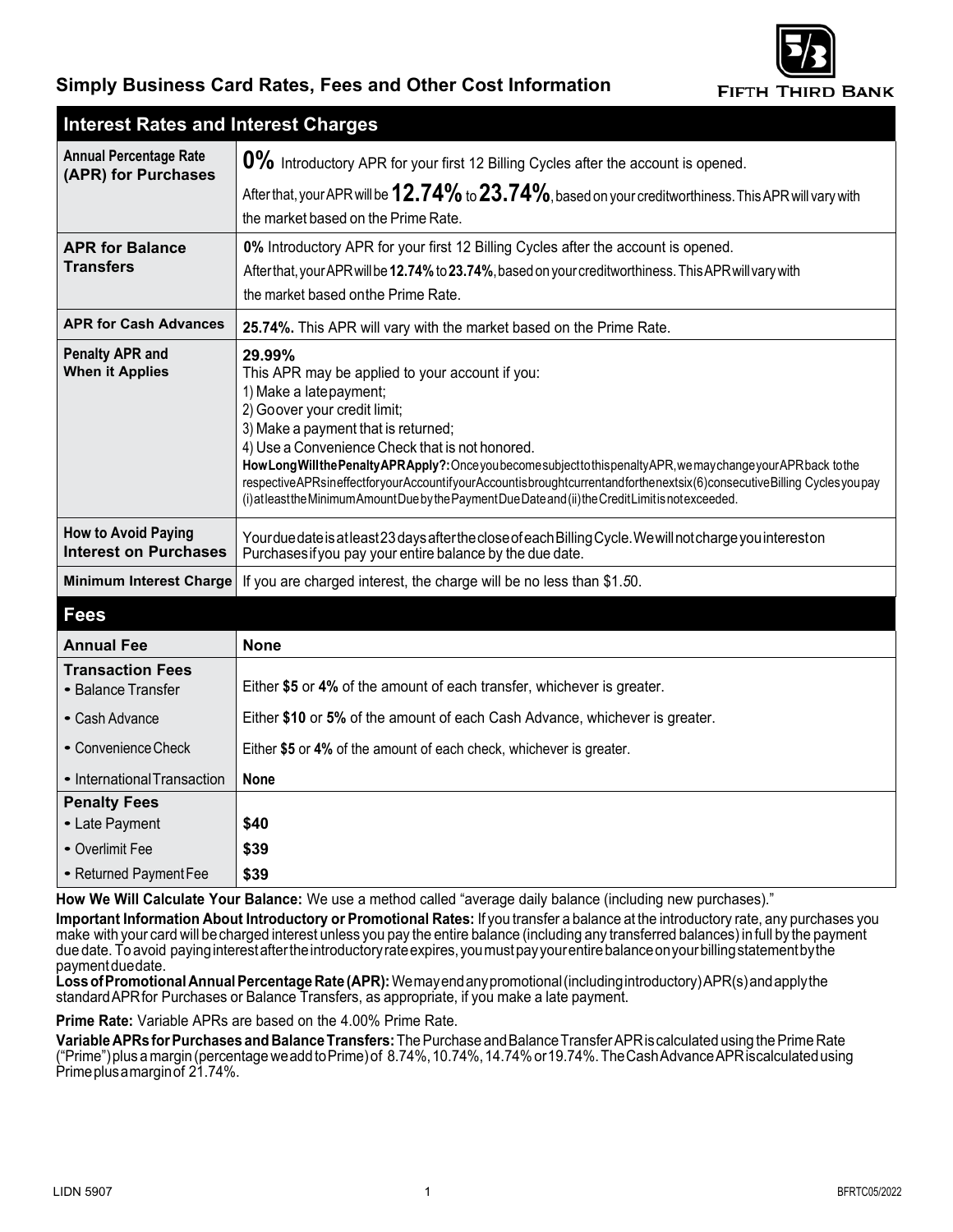## Simply Business Card Rates, Fees and Other Cost Information

FIFTH THIRD BANK

| Interest Rates and Interest Charges | |
|---|---|
| **Annual Percentage Rate (APR) for Purchases** | **0%** Introductory APR for your first 12 Billing Cycles after the account is opened. After that, your APR will be **12.74%** to **23.74%**, based on your creditworthiness. This APR will vary with the market based on the Prime Rate. |
| **APR for Balance Transfers** | **0%** Introductory APR for your first 12 Billing Cycles after the account is opened. After that, your APR will be **12.74%** to **23.74%**, based on your creditworthiness. This APR will vary with the market based on the Prime Rate. |
| **APR for Cash Advances** | **25.74%.** This APR will vary with the market based on the Prime Rate. |
| **Penalty APR and When it Applies** | **29.99%** This APR may be applied to your account if you: 1) Make a late payment; 2) Go over your credit limit; 3) Make a payment that is returned; 4) Use a Convenience Check that is not honored. **How Long Will the Penalty APR Apply?:** Once you become subject to this penalty APR, we may change your APR back to the respective APRs in effect for your Account if your Account is brought current and for the next six (6) consecutive Billing Cycles you pay (i) at least the Minimum Amount Due by the Payment Due Date and (ii) the Credit Limit is not exceeded. |
| **How to Avoid Paying Interest on Purchases** | Your due date is at least 23 days after the close of each Billing Cycle. We will not charge you interest on Purchases if you pay your entire balance by the due date. |
| **Minimum Interest Charge** | If you are charged interest, the charge will be no less than $1.50. |

| Fees | |
|---|---|
| **Annual Fee** | **None** |
| **Transaction Fees** | |
| • Balance Transfer | Either **$5** or **4%** of the amount of each transfer, whichever is greater. |
| • Cash Advance | Either **$10** or **5%** of the amount of each Cash Advance, whichever is greater. |
| • Convenience Check | Either **$5** or **4%** of the amount of each check, whichever is greater. |
| • International Transaction | **None** |
| **Penalty Fees** | |
| • Late Payment | **$40** |
| • Overlimit Fee | **$39** |
| • Returned Payment Fee | **$39** |

**How We Will Calculate Your Balance:** We use a method called "average daily balance (including new purchases)."

**Important Information About Introductory or Promotional Rates:** If you transfer a balance at the introductory rate, any purchases you make with your card will be charged interest unless you pay the entire balance (including any transferred balances) in full by the payment due date. To avoid paying interest after the introductory rate expires, you must pay your entire balance on your billing statement by the payment due date.

**Loss of Promotional Annual Percentage Rate (APR):** We may end any promotional (including introductory) APR(s) and apply the standard APR for Purchases or Balance Transfers, as appropriate, if you make a late payment.

**Prime Rate:** Variable APRs are based on the 4.00% Prime Rate.

**Variable APRs for Purchases and Balance Transfers:** The Purchase and Balance Transfer APR is calculated using the Prime Rate ("Prime") plus a margin (percentage we add to Prime) of 8.74%, 10.74%, 14.74% or 19.74%. The Cash Advance APR is calculated using Prime plus a margin of 21.74%.

LIDN 5907

BFRTC05/2022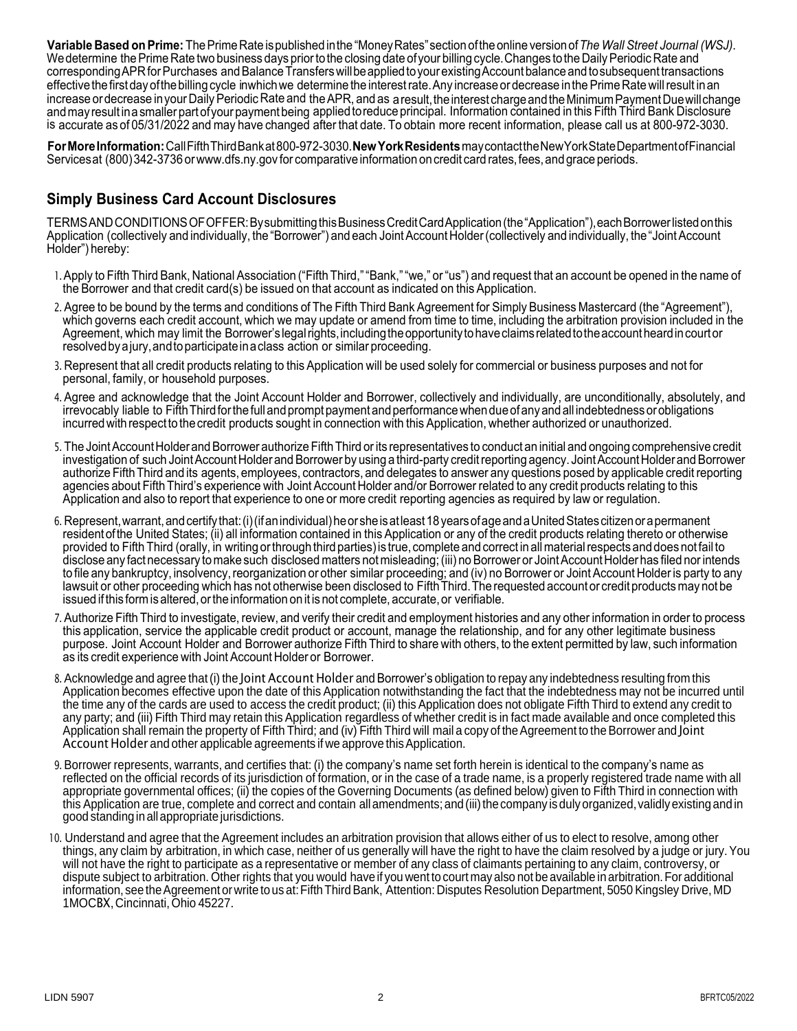**Variable Based on Prime:** The Prime Rate is published in the "Money Rates" section of the online version of *The Wall Street Journal (WSJ)*. We determine the Prime Rate two business days prior to the closing date of your billing cycle. Changes to the Daily Periodic Rate and corresponding APR for Purchases and Balance Transfers will be applied to your existing Account balance and to subsequent transactions effective the first day of the billing cycle in which we determine the interest rate. Any increase or decrease in the Prime Rate will result in an increase or decrease in your Daily Periodic Rate and the APR, and as a result, the interest charge and the Minimum Payment Due will change and may result in a smaller part of your payment being applied to reduce principal. Information contained in this Fifth Third Bank Disclosure is accurate as of 05/31/2022 and may have changed after that date. To obtain more recent information, please call us at 800-972-3030.

**For More Information:** Call Fifth Third Bank at 800-972-3030. **New York Residents** may contact the New York State Department of Financial Services at (800) 342-3736 or www.dfs.ny.gov for comparative information on credit card rates, fees, and grace periods.

## Simply Business Card Account Disclosures

TERMS AND CONDITIONS OF OFFER: By submitting this Business Credit Card Application (the "Application"), each Borrower listed on this Application (collectively and individually, the "Borrower") and each Joint Account Holder (collectively and individually, the "Joint Account Holder") hereby:

1. Apply to Fifth Third Bank, National Association ("Fifth Third," "Bank," "we," or "us") and request that an account be opened in the name of the Borrower and that credit card(s) be issued on that account as indicated on this Application.
2. Agree to be bound by the terms and conditions of The Fifth Third Bank Agreement for Simply Business Mastercard (the "Agreement"), which governs each credit account, which we may update or amend from time to time, including the arbitration provision included in the Agreement, which may limit the Borrower's legal rights, including the opportunity to have claims related to the account heard in court or resolved by a jury, and to participate in a class action or similar proceeding.
3. Represent that all credit products relating to this Application will be used solely for commercial or business purposes and not for personal, family, or household purposes.
4. Agree and acknowledge that the Joint Account Holder and Borrower, collectively and individually, are unconditionally, absolutely, and irrevocably liable to Fifth Third for the full and prompt payment and performance when due of any and all indebtedness or obligations incurred with respect to the credit products sought in connection with this Application, whether authorized or unauthorized.
5. The Joint Account Holder and Borrower authorize Fifth Third or its representatives to conduct an initial and ongoing comprehensive credit investigation of such Joint Account Holder and Borrower by using a third-party credit reporting agency. Joint Account Holder and Borrower authorize Fifth Third and its agents, employees, contractors, and delegates to answer any questions posed by applicable credit reporting agencies about Fifth Third's experience with Joint Account Holder and/or Borrower related to any credit products relating to this Application and also to report that experience to one or more credit reporting agencies as required by law or regulation.
6. Represent, warrant, and certify that: (i) (if an individual) he or she is at least 18 years of age and a United States citizen or a permanent resident of the United States; (ii) all information contained in this Application or any of the credit products relating thereto or otherwise provided to Fifth Third (orally, in writing or through third parties) is true, complete and correct in all material respects and does not fail to disclose any fact necessary to make such disclosed matters not misleading; (iii) no Borrower or Joint Account Holder has filed nor intends to file any bankruptcy, insolvency, reorganization or other similar proceeding; and (iv) no Borrower or Joint Account Holder is party to any lawsuit or other proceeding which has not otherwise been disclosed to Fifth Third. The requested account or credit products may not be issued if this form is altered, or the information on it is not complete, accurate, or verifiable.
7. Authorize Fifth Third to investigate, review, and verify their credit and employment histories and any other information in order to process this application, service the applicable credit product or account, manage the relationship, and for any other legitimate business purpose. Joint Account Holder and Borrower authorize Fifth Third to share with others, to the extent permitted by law, such information as its credit experience with Joint Account Holder or Borrower.
8. Acknowledge and agree that (i) the Joint Account Holder and Borrower's obligation to repay any indebtedness resulting from this Application becomes effective upon the date of this Application notwithstanding the fact that the indebtedness may not be incurred until the time any of the cards are used to access the credit product; (ii) this Application does not obligate Fifth Third to extend any credit to any party; and (iii) Fifth Third may retain this Application regardless of whether credit is in fact made available and once completed this Application shall remain the property of Fifth Third; and (iv) Fifth Third will mail a copy of the Agreement to the Borrower and Joint Account Holder and other applicable agreements if we approve this Application.
9. Borrower represents, warrants, and certifies that: (i) the company's name set forth herein is identical to the company's name as reflected on the official records of its jurisdiction of formation, or in the case of a trade name, is a properly registered trade name with all appropriate governmental offices; (ii) the copies of the Governing Documents (as defined below) given to Fifth Third in connection with this Application are true, complete and correct and contain all amendments; and (iii) the company is duly organized, validly existing and in good standing in all appropriate jurisdictions.
10. Understand and agree that the Agreement includes an arbitration provision that allows either of us to elect to resolve, among other things, any claim by arbitration, in which case, neither of us generally will have the right to have the claim resolved by a judge or jury. You will not have the right to participate as a representative or member of any class of claimants pertaining to any claim, controversy, or dispute subject to arbitration. Other rights that you would have if you went to court may also not be available in arbitration. For additional information, see the Agreement or write to us at: Fifth Third Bank, Attention: Disputes Resolution Department, 5050 Kingsley Drive, MD 1MOCBX, Cincinnati, Ohio 45227.

LIDN 5907 BFRTC05/2022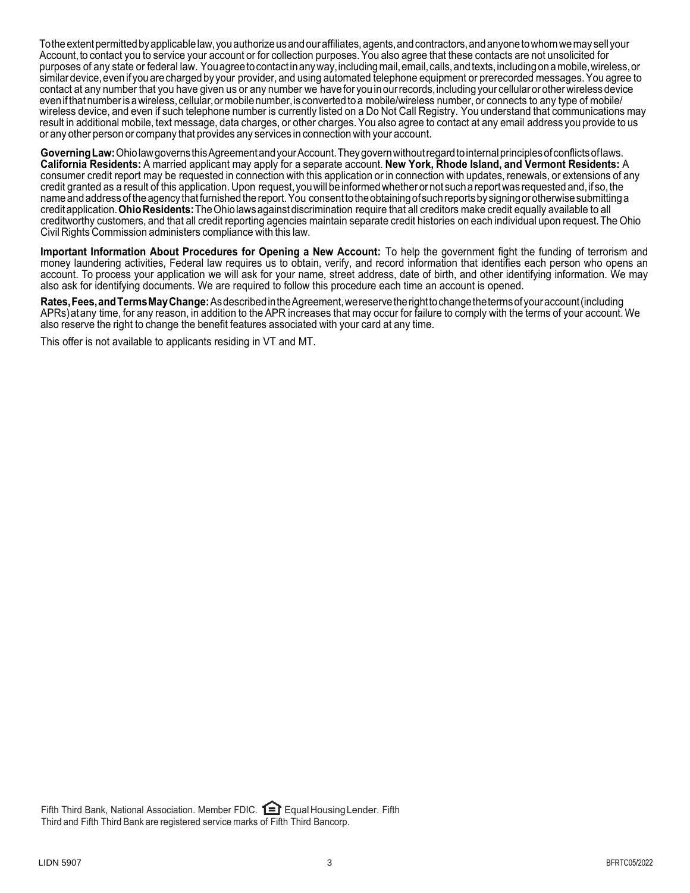To the extent permitted by applicable law, you authorize us and our affiliates, agents, and contractors, and anyone to whom we may sell your Account, to contact you to service your account or for collection purposes. You also agree that these contacts are not unsolicited for purposes of any state or federal law. You agree to contact in any way, including mail, email, calls, and texts, including on a mobile, wireless, or similar device, even if you are charged by your provider, and using automated telephone equipment or prerecorded messages. You agree to contact at any number that you have given us or any number we have for you in our records, including your cellular or other wireless device even if that number is a wireless, cellular, or mobile number, is converted to a mobile/wireless number, or connects to any type of mobile/ wireless device, and even if such telephone number is currently listed on a Do Not Call Registry. You understand that communications may result in additional mobile, text message, data charges, or other charges. You also agree to contact at any email address you provide to us or any other person or company that provides any services in connection with your account.

**Governing Law:** Ohio law governs this Agreement and your Account. They govern without regard to internal principles of conflicts of laws. **California Residents:** A married applicant may apply for a separate account. **New York, Rhode Island, and Vermont Residents:** A consumer credit report may be requested in connection with this application or in connection with updates, renewals, or extensions of any credit granted as a result of this application. Upon request, you will be informed whether or not such a report was requested and, if so, the name and address of the agency that furnished the report. You consent to the obtaining of such reports by signing or otherwise submitting a credit application. **Ohio Residents:** The Ohio laws against discrimination require that all creditors make credit equally available to all creditworthy customers, and that all credit reporting agencies maintain separate credit histories on each individual upon request. The Ohio Civil Rights Commission administers compliance with this law.

**Important Information About Procedures for Opening a New Account:** To help the government fight the funding of terrorism and money laundering activities, Federal law requires us to obtain, verify, and record information that identifies each person who opens an account. To process your application we will ask for your name, street address, date of birth, and other identifying information. We may also ask for identifying documents. We are required to follow this procedure each time an account is opened.

**Rates, Fees, and Terms May Change:** As described in the Agreement, we reserve the right to change the terms of your account (including APRs) at any time, for any reason, in addition to the APR increases that may occur for failure to comply with the terms of your account. We also reserve the right to change the benefit features associated with your card at any time.

This offer is not available to applicants residing in VT and MT.

Fifth Third Bank, National Association. Member FDIC. Equal Housing Lender. Fifth Third and Fifth Third Bank are registered service marks of Fifth Third Bancorp.

LIDN 5907

BFRTC05/2022